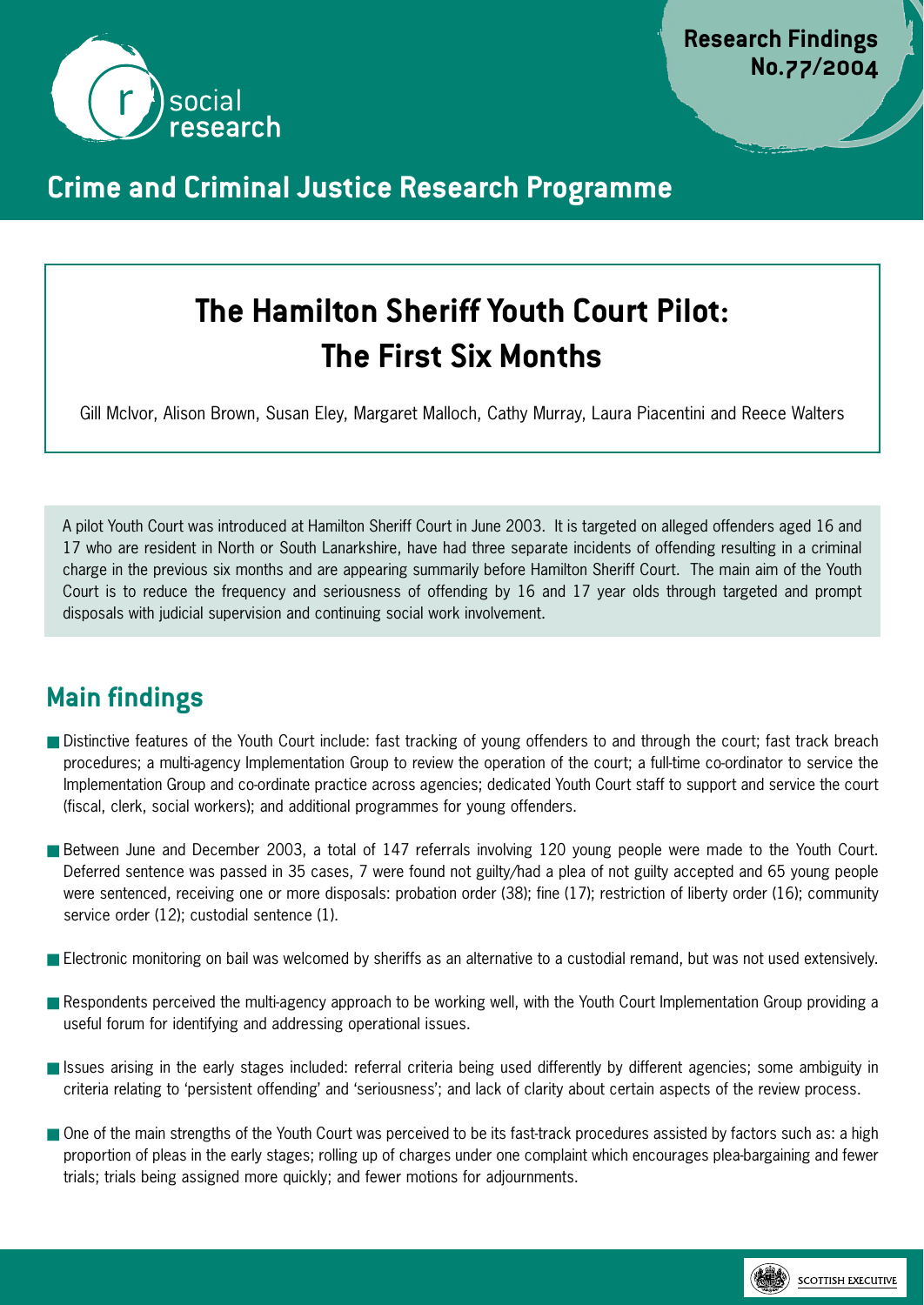Research Findings No.77/2004

## Crime and Criminal Justice Research Programme

# The Hamilton Sheriff Youth Court Pilot: The First Six Months

Gill McIvor, Alison Brown, Susan Eley, Margaret Malloch, Cathy Murray, Laura Piacentini and Reece Walters

A pilot Youth Court was introduced at Hamilton Sheriff Court in June 2003. It is targeted on alleged offenders aged 16 and 17 who are resident in North or South Lanarkshire, have had three separate incidents of offending resulting in a criminal charge in the previous six months and are appearing summarily before Hamilton Sheriff Court. The main aim of the Youth Court is to reduce the frequency and seriousness of offending by 16 and 17 year olds through targeted and prompt disposals with judicial supervision and continuing social work involvement.

## Main findings

- Distinctive features of the Youth Court include: fast tracking of young offenders to and through the court; fast track breach procedures; a multi-agency Implementation Group to review the operation of the court; a full-time co-ordinator to service the Implementation Group and co-ordinate practice across agencies; dedicated Youth Court staff to support and service the court (fiscal, clerk, social workers); and additional programmes for young offenders.
- Between June and December 2003, a total of 147 referrals involving 120 young people were made to the Youth Court. Deferred sentence was passed in 35 cases, 7 were found not guilty/had a plea of not guilty accepted and 65 young people were sentenced, receiving one or more disposals: probation order (38); fine (17); restriction of liberty order (16); community service order (12); custodial sentence (1).
- Electronic monitoring on bail was welcomed by sheriffs as an alternative to a custodial remand, but was not used extensively.
- Respondents perceived the multi-agency approach to be working well, with the Youth Court Implementation Group providing a useful forum for identifying and addressing operational issues.
- Issues arising in the early stages included: referral criteria being used differently by different agencies; some ambiguity in criteria relating to 'persistent offending' and 'seriousness'; and lack of clarity about certain aspects of the review process.
- One of the main strengths of the Youth Court was perceived to be its fast-track procedures assisted by factors such as: a high proportion of pleas in the early stages; rolling up of charges under one complaint which encourages plea-bargaining and fewer trials; trials being assigned more quickly; and fewer motions for adjournments.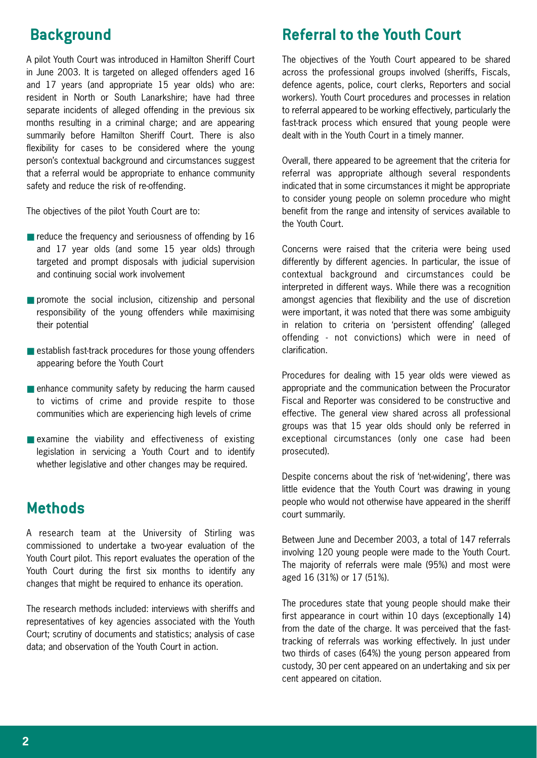## Background

A pilot Youth Court was introduced in Hamilton Sheriff Court in June 2003. It is targeted on alleged offenders aged 16 and 17 years (and appropriate 15 year olds) who are: resident in North or South Lanarkshire; have had three separate incidents of alleged offending in the previous six months resulting in a criminal charge; and are appearing summarily before Hamilton Sheriff Court. There is also flexibility for cases to be considered where the young person's contextual background and circumstances suggest that a referral would be appropriate to enhance community safety and reduce the risk of re-offending.

The objectives of the pilot Youth Court are to:

- reduce the frequency and seriousness of offending by 16 and 17 year olds (and some 15 year olds) through targeted and prompt disposals with judicial supervision and continuing social work involvement
- promote the social inclusion, citizenship and personal responsibility of the young offenders while maximising their potential
- establish fast-track procedures for those young offenders appearing before the Youth Court
- enhance community safety by reducing the harm caused to victims of crime and provide respite to those communities which are experiencing high levels of crime
- examine the viability and effectiveness of existing legislation in servicing a Youth Court and to identify whether legislative and other changes may be required.

## Methods

A research team at the University of Stirling was commissioned to undertake a two-year evaluation of the Youth Court pilot. This report evaluates the operation of the Youth Court during the first six months to identify any changes that might be required to enhance its operation.

The research methods included: interviews with sheriffs and representatives of key agencies associated with the Youth Court; scrutiny of documents and statistics; analysis of case data; and observation of the Youth Court in action.

## Referral to the Youth Court

The objectives of the Youth Court appeared to be shared across the professional groups involved (sheriffs, Fiscals, defence agents, police, court clerks, Reporters and social workers). Youth Court procedures and processes in relation to referral appeared to be working effectively, particularly the fast-track process which ensured that young people were dealt with in the Youth Court in a timely manner.

Overall, there appeared to be agreement that the criteria for referral was appropriate although several respondents indicated that in some circumstances it might be appropriate to consider young people on solemn procedure who might benefit from the range and intensity of services available to the Youth Court.

Concerns were raised that the criteria were being used differently by different agencies. In particular, the issue of contextual background and circumstances could be interpreted in different ways. While there was a recognition amongst agencies that flexibility and the use of discretion were important, it was noted that there was some ambiguity in relation to criteria on 'persistent offending' (alleged offending - not convictions) which were in need of clarification.

Procedures for dealing with 15 year olds were viewed as appropriate and the communication between the Procurator Fiscal and Reporter was considered to be constructive and effective. The general view shared across all professional groups was that 15 year olds should only be referred in exceptional circumstances (only one case had been prosecuted).

Despite concerns about the risk of 'net-widening', there was little evidence that the Youth Court was drawing in young people who would not otherwise have appeared in the sheriff court summarily.

Between June and December 2003, a total of 147 referrals involving 120 young people were made to the Youth Court. The majority of referrals were male (95%) and most were aged 16 (31%) or 17 (51%).

The procedures state that young people should make their first appearance in court within 10 days (exceptionally 14) from the date of the charge. It was perceived that the fast-tracking of referrals was working effectively. In just under two thirds of cases (64%) the young person appeared from custody, 30 per cent appeared on an undertaking and six per cent appeared on citation.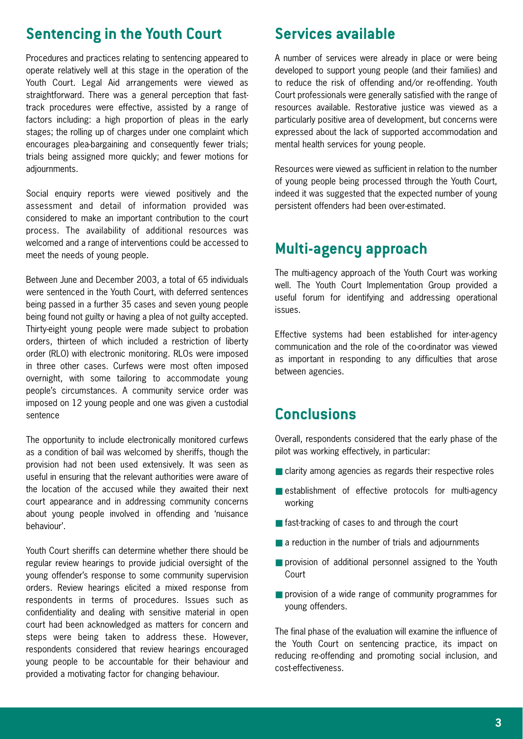## Sentencing in the Youth Court

Procedures and practices relating to sentencing appeared to operate relatively well at this stage in the operation of the Youth Court. Legal Aid arrangements were viewed as straightforward. There was a general perception that fast-track procedures were effective, assisted by a range of factors including: a high proportion of pleas in the early stages; the rolling up of charges under one complaint which encourages plea-bargaining and consequently fewer trials; trials being assigned more quickly; and fewer motions for adjournments.

Social enquiry reports were viewed positively and the assessment and detail of information provided was considered to make an important contribution to the court process. The availability of additional resources was welcomed and a range of interventions could be accessed to meet the needs of young people.

Between June and December 2003, a total of 65 individuals were sentenced in the Youth Court, with deferred sentences being passed in a further 35 cases and seven young people being found not guilty or having a plea of not guilty accepted. Thirty-eight young people were made subject to probation orders, thirteen of which included a restriction of liberty order (RLO) with electronic monitoring. RLOs were imposed in three other cases. Curfews were most often imposed overnight, with some tailoring to accommodate young people's circumstances. A community service order was imposed on 12 young people and one was given a custodial sentence

The opportunity to include electronically monitored curfews as a condition of bail was welcomed by sheriffs, though the provision had not been used extensively. It was seen as useful in ensuring that the relevant authorities were aware of the location of the accused while they awaited their next court appearance and in addressing community concerns about young people involved in offending and 'nuisance behaviour'.

Youth Court sheriffs can determine whether there should be regular review hearings to provide judicial oversight of the young offender's response to some community supervision orders. Review hearings elicited a mixed response from respondents in terms of procedures. Issues such as confidentiality and dealing with sensitive material in open court had been acknowledged as matters for concern and steps were being taken to address these. However, respondents considered that review hearings encouraged young people to be accountable for their behaviour and provided a motivating factor for changing behaviour.

## Services available

A number of services were already in place or were being developed to support young people (and their families) and to reduce the risk of offending and/or re-offending. Youth Court professionals were generally satisfied with the range of resources available. Restorative justice was viewed as a particularly positive area of development, but concerns were expressed about the lack of supported accommodation and mental health services for young people.

Resources were viewed as sufficient in relation to the number of young people being processed through the Youth Court, indeed it was suggested that the expected number of young persistent offenders had been over-estimated.

## Multi-agency approach

The multi-agency approach of the Youth Court was working well. The Youth Court Implementation Group provided a useful forum for identifying and addressing operational issues.

Effective systems had been established for inter-agency communication and the role of the co-ordinator was viewed as important in responding to any difficulties that arose between agencies.

## Conclusions

Overall, respondents considered that the early phase of the pilot was working effectively, in particular:

- clarity among agencies as regards their respective roles
- establishment of effective protocols for multi-agency working
- fast-tracking of cases to and through the court
- a reduction in the number of trials and adjournments
- provision of additional personnel assigned to the Youth Court
- provision of a wide range of community programmes for young offenders.

The final phase of the evaluation will examine the influence of the Youth Court on sentencing practice, its impact on reducing re-offending and promoting social inclusion, and cost-effectiveness.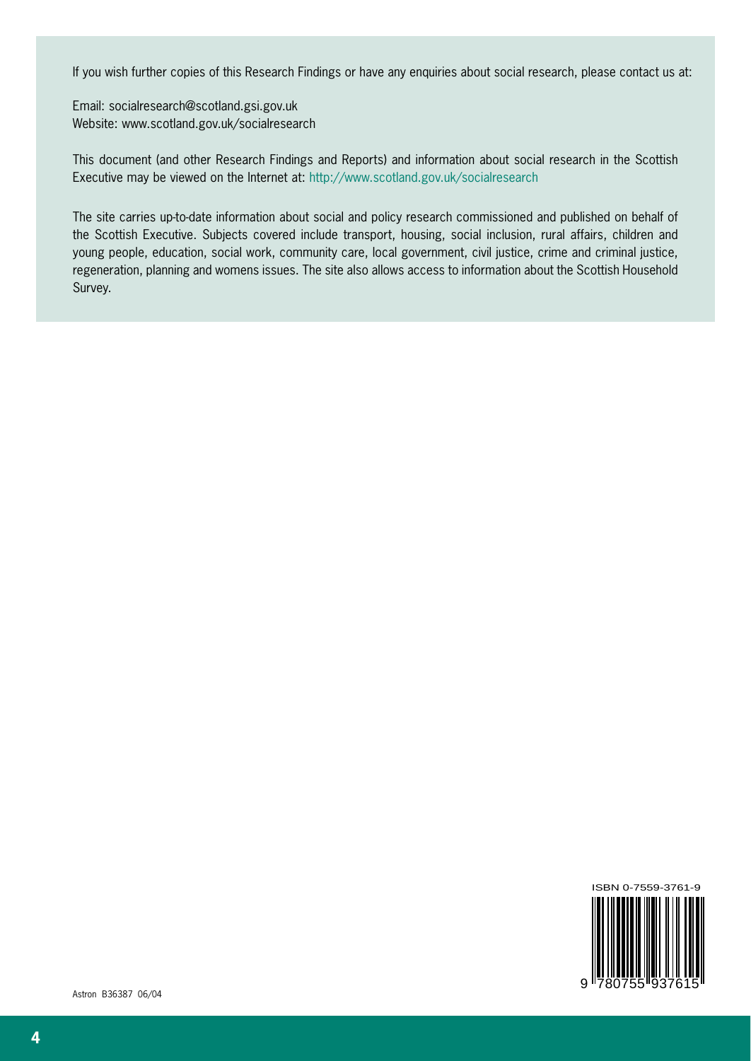If you wish further copies of this Research Findings or have any enquiries about social research, please contact us at:

Email: socialresearch@scotland.gsi.gov.uk
Website: www.scotland.gov.uk/socialresearch

This document (and other Research Findings and Reports) and information about social research in the Scottish Executive may be viewed on the Internet at: http://www.scotland.gov.uk/socialresearch

The site carries up-to-date information about social and policy research commissioned and published on behalf of the Scottish Executive. Subjects covered include transport, housing, social inclusion, rural affairs, children and young people, education, social work, community care, local government, civil justice, crime and criminal justice, regeneration, planning and womens issues. The site also allows access to information about the Scottish Household Survey.

ISBN 0-7559-3761-9

9 780755 937615

Astron B36387 06/04